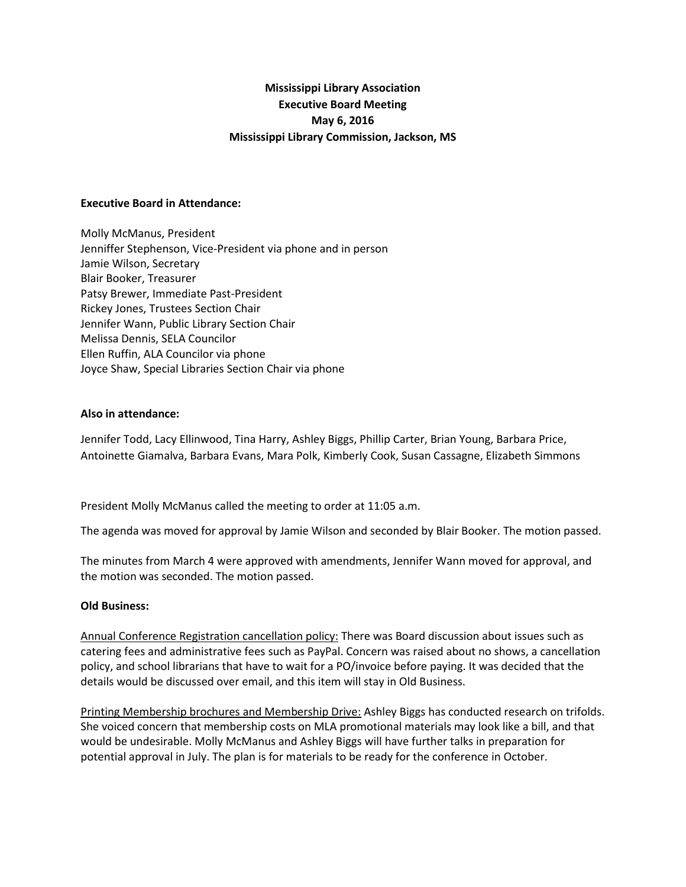# Mississippi Library Association
## Executive Board Meeting
### May 6, 2016
### Mississippi Library Commission, Jackson, MS

**Executive Board in Attendance:**

Molly McManus, President
Jenniffer Stephenson, Vice-President via phone and in person
Jamie Wilson, Secretary
Blair Booker, Treasurer
Patsy Brewer, Immediate Past-President
Rickey Jones, Trustees Section Chair
Jennifer Wann, Public Library Section Chair
Melissa Dennis, SELA Councilor
Ellen Ruffin, ALA Councilor via phone
Joyce Shaw, Special Libraries Section Chair via phone

**Also in attendance:**

Jennifer Todd, Lacy Ellinwood, Tina Harry, Ashley Biggs, Phillip Carter, Brian Young, Barbara Price, Antoinette Giamalva, Barbara Evans, Mara Polk, Kimberly Cook, Susan Cassagne, Elizabeth Simmons

President Molly McManus called the meeting to order at 11:05 a.m.

The agenda was moved for approval by Jamie Wilson and seconded by Blair Booker. The motion passed.

The minutes from March 4 were approved with amendments, Jennifer Wann moved for approval, and the motion was seconded. The motion passed.

**Old Business:**

Annual Conference Registration cancellation policy: There was Board discussion about issues such as catering fees and administrative fees such as PayPal. Concern was raised about no shows, a cancellation policy, and school librarians that have to wait for a PO/invoice before paying. It was decided that the details would be discussed over email, and this item will stay in Old Business.

Printing Membership brochures and Membership Drive: Ashley Biggs has conducted research on trifolds. She voiced concern that membership costs on MLA promotional materials may look like a bill, and that would be undesirable. Molly McManus and Ashley Biggs will have further talks in preparation for potential approval in July. The plan is for materials to be ready for the conference in October.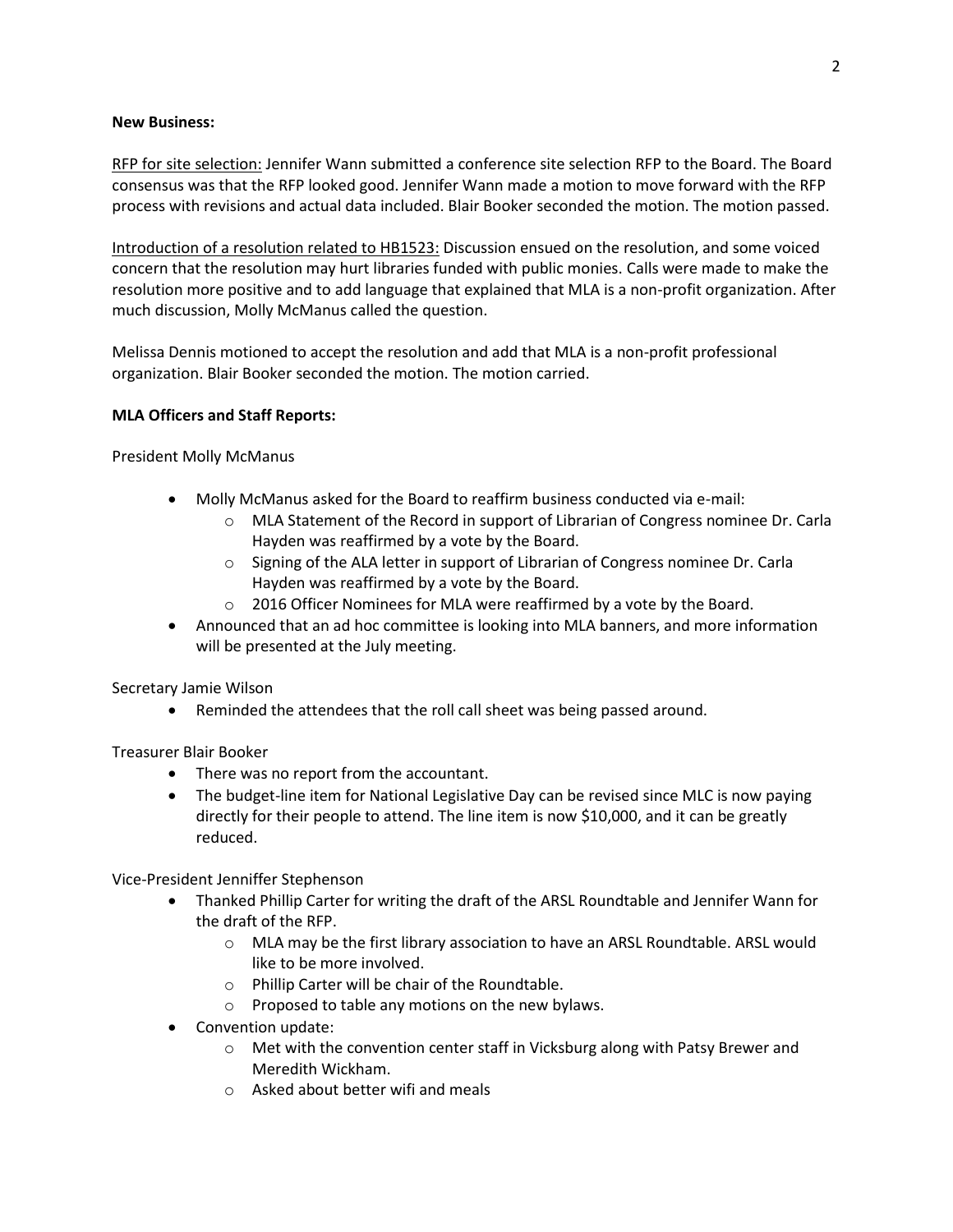**New Business:**

RFP for site selection: Jennifer Wann submitted a conference site selection RFP to the Board. The Board consensus was that the RFP looked good. Jennifer Wann made a motion to move forward with the RFP process with revisions and actual data included. Blair Booker seconded the motion. The motion passed.

Introduction of a resolution related to HB1523: Discussion ensued on the resolution, and some voiced concern that the resolution may hurt libraries funded with public monies. Calls were made to make the resolution more positive and to add language that explained that MLA is a non-profit organization. After much discussion, Molly McManus called the question.

Melissa Dennis motioned to accept the resolution and add that MLA is a non-profit professional organization. Blair Booker seconded the motion. The motion carried.

**MLA Officers and Staff Reports:**

President Molly McManus

- Molly McManus asked for the Board to reaffirm business conducted via e-mail:
  - MLA Statement of the Record in support of Librarian of Congress nominee Dr. Carla Hayden was reaffirmed by a vote by the Board.
  - Signing of the ALA letter in support of Librarian of Congress nominee Dr. Carla Hayden was reaffirmed by a vote by the Board.
  - 2016 Officer Nominees for MLA were reaffirmed by a vote by the Board.
- Announced that an ad hoc committee is looking into MLA banners, and more information will be presented at the July meeting.

Secretary Jamie Wilson

- Reminded the attendees that the roll call sheet was being passed around.

Treasurer Blair Booker

- There was no report from the accountant.
- The budget-line item for National Legislative Day can be revised since MLC is now paying directly for their people to attend. The line item is now $10,000, and it can be greatly reduced.

Vice-President Jenniffer Stephenson

- Thanked Phillip Carter for writing the draft of the ARSL Roundtable and Jennifer Wann for the draft of the RFP.
  - MLA may be the first library association to have an ARSL Roundtable. ARSL would like to be more involved.
  - Phillip Carter will be chair of the Roundtable.
  - Proposed to table any motions on the new bylaws.
- Convention update:
  - Met with the convention center staff in Vicksburg along with Patsy Brewer and Meredith Wickham.
  - Asked about better wifi and meals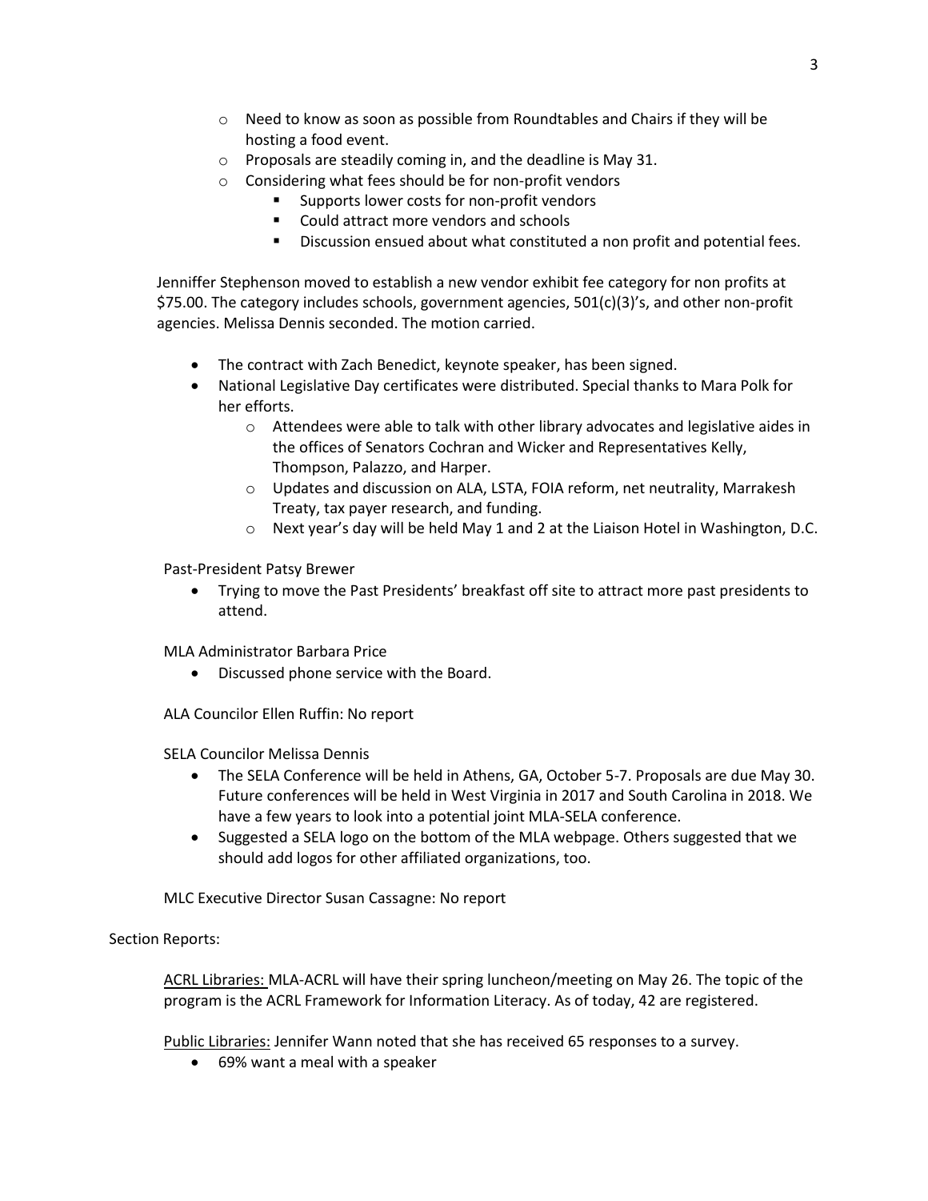- Need to know as soon as possible from Roundtables and Chairs if they will be hosting a food event.
- Proposals are steadily coming in, and the deadline is May 31.
- Considering what fees should be for non-profit vendors
  - Supports lower costs for non-profit vendors
  - Could attract more vendors and schools
  - Discussion ensued about what constituted a non profit and potential fees.

Jenniffer Stephenson moved to establish a new vendor exhibit fee category for non profits at $75.00. The category includes schools, government agencies, 501(c)(3)'s, and other non-profit agencies. Melissa Dennis seconded. The motion carried.

- The contract with Zach Benedict, keynote speaker, has been signed.
- National Legislative Day certificates were distributed. Special thanks to Mara Polk for her efforts.
  - Attendees were able to talk with other library advocates and legislative aides in the offices of Senators Cochran and Wicker and Representatives Kelly, Thompson, Palazzo, and Harper.
  - Updates and discussion on ALA, LSTA, FOIA reform, net neutrality, Marrakesh Treaty, tax payer research, and funding.
  - Next year's day will be held May 1 and 2 at the Liaison Hotel in Washington, D.C.

Past-President Patsy Brewer

- Trying to move the Past Presidents' breakfast off site to attract more past presidents to attend.

MLA Administrator Barbara Price

- Discussed phone service with the Board.

ALA Councilor Ellen Ruffin: No report

SELA Councilor Melissa Dennis

- The SELA Conference will be held in Athens, GA, October 5-7. Proposals are due May 30. Future conferences will be held in West Virginia in 2017 and South Carolina in 2018. We have a few years to look into a potential joint MLA-SELA conference.
- Suggested a SELA logo on the bottom of the MLA webpage. Others suggested that we should add logos for other affiliated organizations, too.

MLC Executive Director Susan Cassagne: No report

Section Reports:

ACRL Libraries: MLA-ACRL will have their spring luncheon/meeting on May 26. The topic of the program is the ACRL Framework for Information Literacy. As of today, 42 are registered.

Public Libraries: Jennifer Wann noted that she has received 65 responses to a survey.

- 69% want a meal with a speaker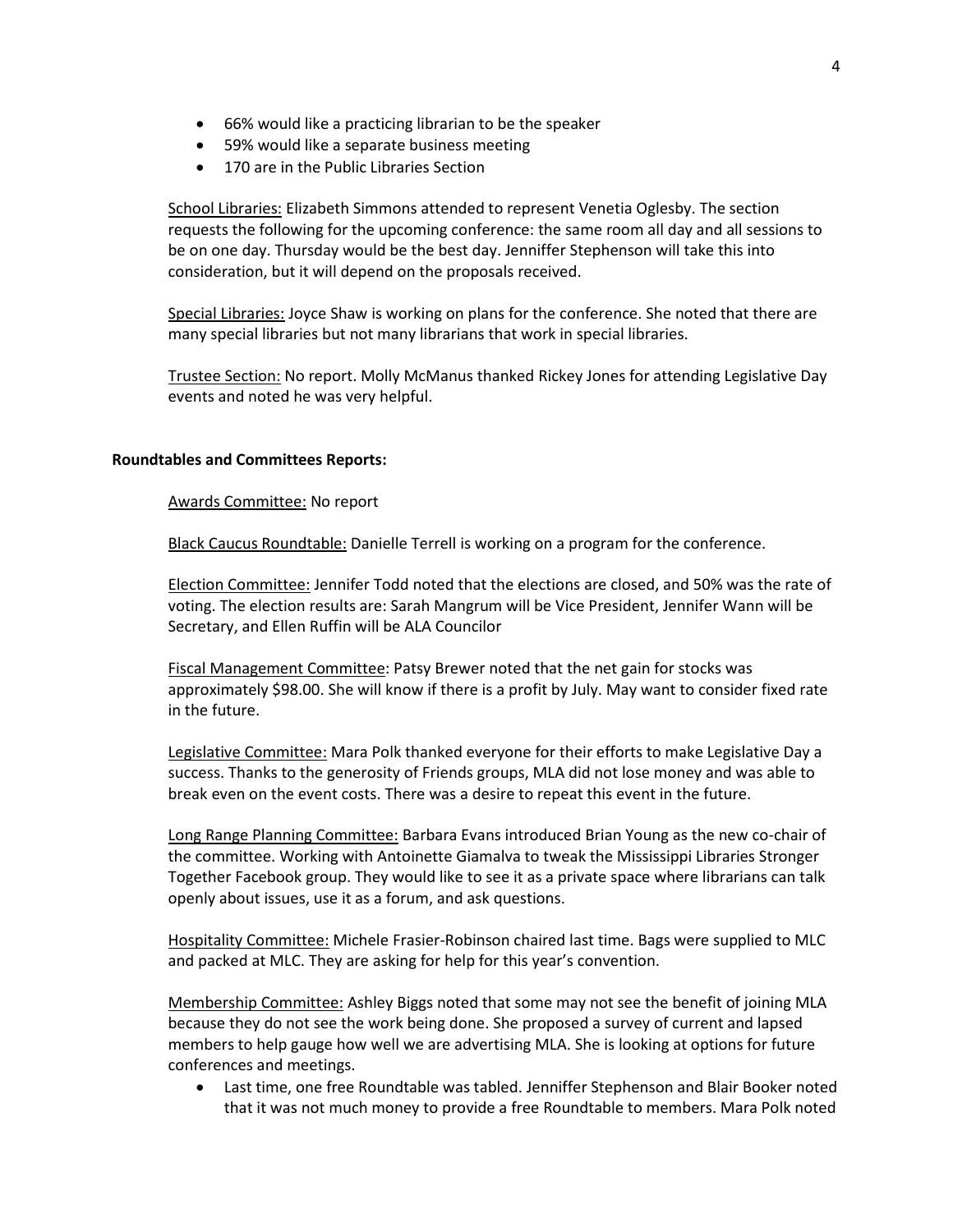- 66% would like a practicing librarian to be the speaker
- 59% would like a separate business meeting
- 170 are in the Public Libraries Section

School Libraries: Elizabeth Simmons attended to represent Venetia Oglesby. The section requests the following for the upcoming conference: the same room all day and all sessions to be on one day. Thursday would be the best day. Jenniffer Stephenson will take this into consideration, but it will depend on the proposals received.

Special Libraries: Joyce Shaw is working on plans for the conference. She noted that there are many special libraries but not many librarians that work in special libraries.

Trustee Section: No report. Molly McManus thanked Rickey Jones for attending Legislative Day events and noted he was very helpful.

**Roundtables and Committees Reports:**

Awards Committee: No report

Black Caucus Roundtable: Danielle Terrell is working on a program for the conference.

Election Committee: Jennifer Todd noted that the elections are closed, and 50% was the rate of voting. The election results are: Sarah Mangrum will be Vice President, Jennifer Wann will be Secretary, and Ellen Ruffin will be ALA Councilor

Fiscal Management Committee: Patsy Brewer noted that the net gain for stocks was approximately $98.00. She will know if there is a profit by July. May want to consider fixed rate in the future.

Legislative Committee: Mara Polk thanked everyone for their efforts to make Legislative Day a success. Thanks to the generosity of Friends groups, MLA did not lose money and was able to break even on the event costs. There was a desire to repeat this event in the future.

Long Range Planning Committee: Barbara Evans introduced Brian Young as the new co-chair of the committee. Working with Antoinette Giamalva to tweak the Mississippi Libraries Stronger Together Facebook group. They would like to see it as a private space where librarians can talk openly about issues, use it as a forum, and ask questions.

Hospitality Committee: Michele Frasier-Robinson chaired last time. Bags were supplied to MLC and packed at MLC. They are asking for help for this year's convention.

Membership Committee: Ashley Biggs noted that some may not see the benefit of joining MLA because they do not see the work being done. She proposed a survey of current and lapsed members to help gauge how well we are advertising MLA. She is looking at options for future conferences and meetings.

- Last time, one free Roundtable was tabled. Jenniffer Stephenson and Blair Booker noted that it was not much money to provide a free Roundtable to members. Mara Polk noted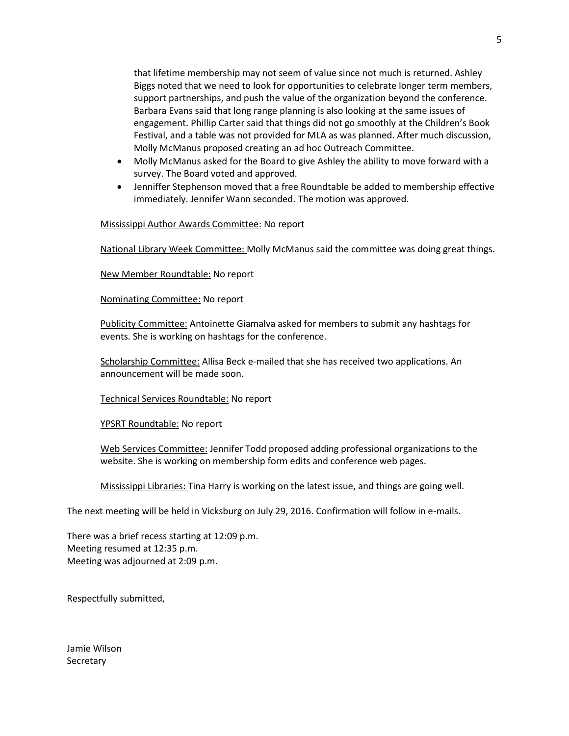that lifetime membership may not seem of value since not much is returned. Ashley Biggs noted that we need to look for opportunities to celebrate longer term members, support partnerships, and push the value of the organization beyond the conference. Barbara Evans said that long range planning is also looking at the same issues of engagement. Phillip Carter said that things did not go smoothly at the Children's Book Festival, and a table was not provided for MLA as was planned. After much discussion, Molly McManus proposed creating an ad hoc Outreach Committee.

- Molly McManus asked for the Board to give Ashley the ability to move forward with a survey. The Board voted and approved.
- Jenniffer Stephenson moved that a free Roundtable be added to membership effective immediately. Jennifer Wann seconded. The motion was approved.

Mississippi Author Awards Committee: No report

National Library Week Committee: Molly McManus said the committee was doing great things.

New Member Roundtable: No report

Nominating Committee: No report

Publicity Committee: Antoinette Giamalva asked for members to submit any hashtags for events. She is working on hashtags for the conference.

Scholarship Committee: Allisa Beck e-mailed that she has received two applications. An announcement will be made soon.

Technical Services Roundtable: No report

YPSRT Roundtable: No report

Web Services Committee: Jennifer Todd proposed adding professional organizations to the website. She is working on membership form edits and conference web pages.

Mississippi Libraries: Tina Harry is working on the latest issue, and things are going well.

The next meeting will be held in Vicksburg on July 29, 2016. Confirmation will follow in e-mails.

There was a brief recess starting at 12:09 p.m.
Meeting resumed at 12:35 p.m.
Meeting was adjourned at 2:09 p.m.

Respectfully submitted,

Jamie Wilson
Secretary